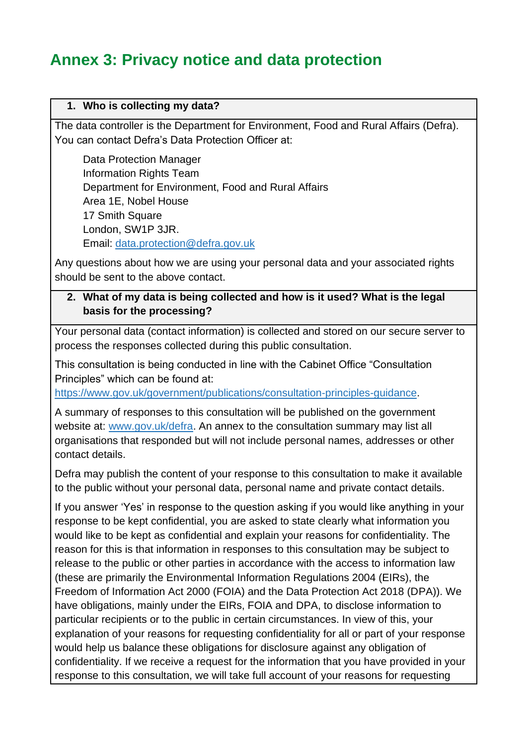# Annex 3: Privacy notice and data protection

### 1. Who is collecting my data?

The data controller is the Department for Environment, Food and Rural Affairs (Defra). You can contact Defra's Data Protection Officer at:

Data Protection Manager
Information Rights Team
Department for Environment, Food and Rural Affairs
Area 1E, Nobel House
17 Smith Square
London, SW1P 3JR.
Email: data.protection@defra.gov.uk

Any questions about how we are using your personal data and your associated rights should be sent to the above contact.

### 2. What of my data is being collected and how is it used? What is the legal basis for the processing?

Your personal data (contact information) is collected and stored on our secure server to process the responses collected during this public consultation.

This consultation is being conducted in line with the Cabinet Office "Consultation Principles" which can be found at: https://www.gov.uk/government/publications/consultation-principles-guidance.

A summary of responses to this consultation will be published on the government website at: www.gov.uk/defra. An annex to the consultation summary may list all organisations that responded but will not include personal names, addresses or other contact details.

Defra may publish the content of your response to this consultation to make it available to the public without your personal data, personal name and private contact details.

If you answer 'Yes' in response to the question asking if you would like anything in your response to be kept confidential, you are asked to state clearly what information you would like to be kept as confidential and explain your reasons for confidentiality. The reason for this is that information in responses to this consultation may be subject to release to the public or other parties in accordance with the access to information law (these are primarily the Environmental Information Regulations 2004 (EIRs), the Freedom of Information Act 2000 (FOIA) and the Data Protection Act 2018 (DPA)). We have obligations, mainly under the EIRs, FOIA and DPA, to disclose information to particular recipients or to the public in certain circumstances. In view of this, your explanation of your reasons for requesting confidentiality for all or part of your response would help us balance these obligations for disclosure against any obligation of confidentiality. If we receive a request for the information that you have provided in your response to this consultation, we will take full account of your reasons for requesting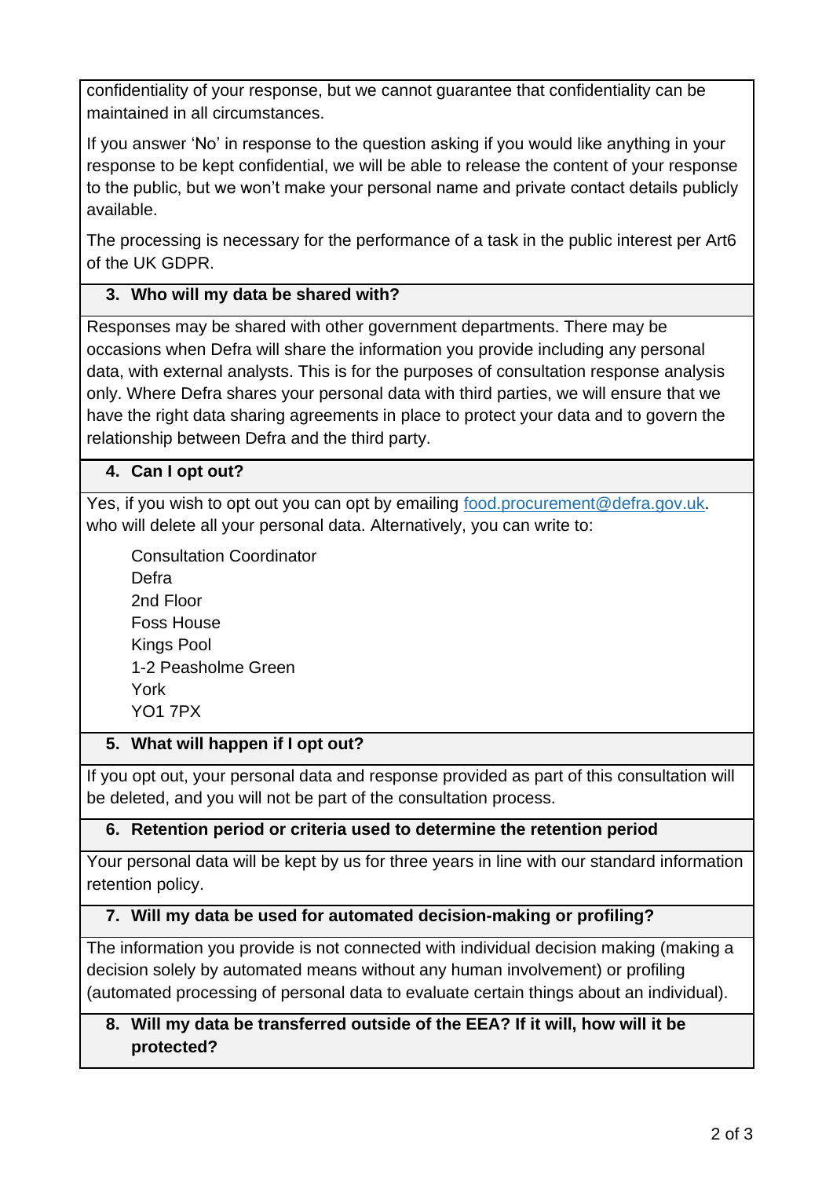confidentiality of your response, but we cannot guarantee that confidentiality can be maintained in all circumstances.

If you answer 'No' in response to the question asking if you would like anything in your response to be kept confidential, we will be able to release the content of your response to the public, but we won't make your personal name and private contact details publicly available.

The processing is necessary for the performance of a task in the public interest per Art6 of the UK GDPR.

### 3. Who will my data be shared with?

Responses may be shared with other government departments. There may be occasions when Defra will share the information you provide including any personal data, with external analysts. This is for the purposes of consultation response analysis only. Where Defra shares your personal data with third parties, we will ensure that we have the right data sharing agreements in place to protect your data and to govern the relationship between Defra and the third party.

### 4. Can I opt out?

Yes, if you wish to opt out you can opt by emailing food.procurement@defra.gov.uk. who will delete all your personal data. Alternatively, you can write to:

Consultation Coordinator
Defra
2nd Floor
Foss House
Kings Pool
1-2 Peasholme Green
York
YO1 7PX

### 5. What will happen if I opt out?

If you opt out, your personal data and response provided as part of this consultation will be deleted, and you will not be part of the consultation process.

### 6. Retention period or criteria used to determine the retention period

Your personal data will be kept by us for three years in line with our standard information retention policy.

### 7. Will my data be used for automated decision-making or profiling?

The information you provide is not connected with individual decision making (making a decision solely by automated means without any human involvement) or profiling (automated processing of personal data to evaluate certain things about an individual).

### 8. Will my data be transferred outside of the EEA? If it will, how will it be protected?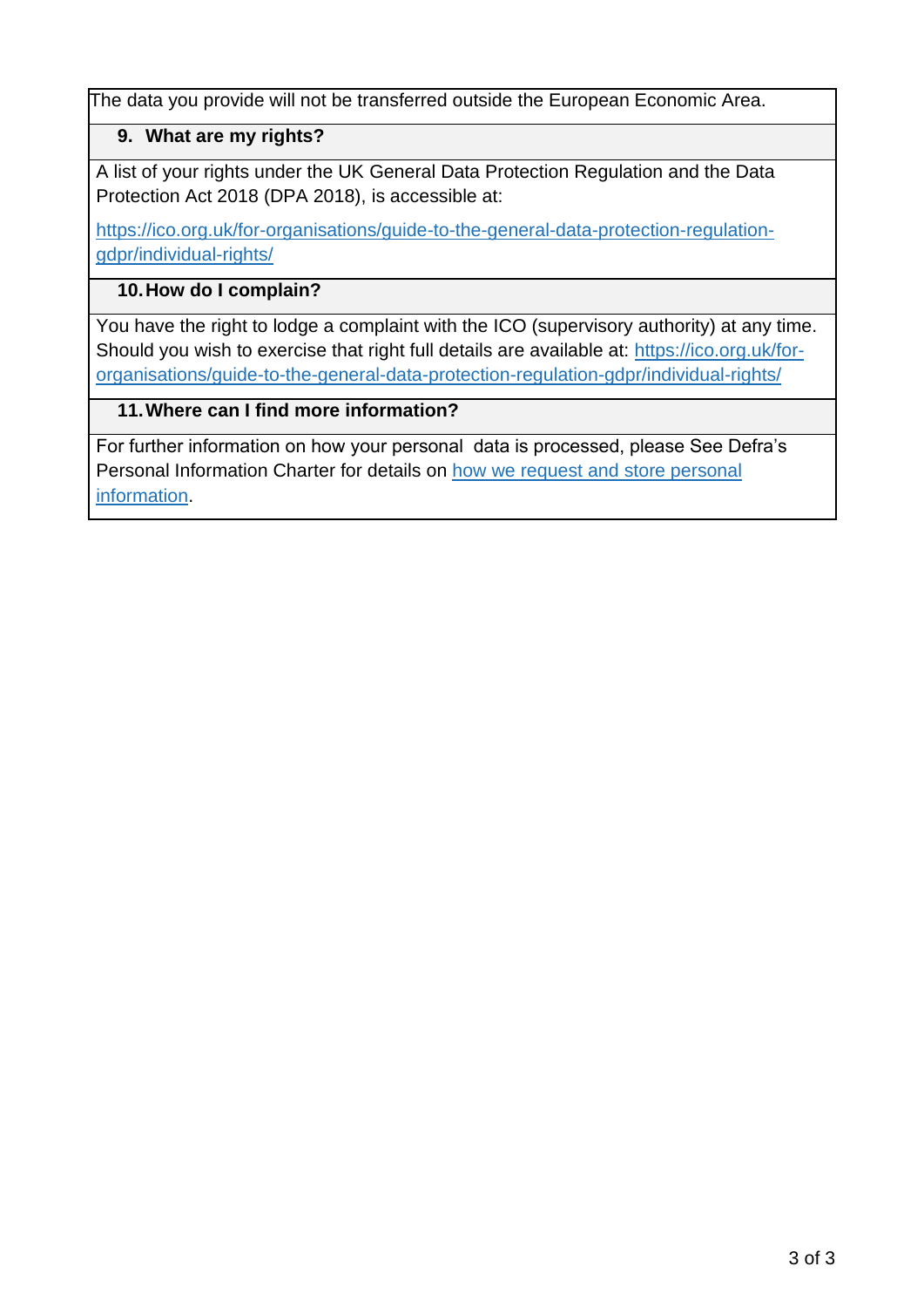The data you provide will not be transferred outside the European Economic Area.

**9. What are my rights?**

A list of your rights under the UK General Data Protection Regulation and the Data Protection Act 2018 (DPA 2018), is accessible at:

[https://ico.org.uk/for-organisations/guide-to-the-general-data-protection-regulation-gdpr/individual-rights/](https://ico.org.uk/for-organisations/guide-to-the-general-data-protection-regulation-gdpr/individual-rights/)

**10. How do I complain?**

You have the right to lodge a complaint with the ICO (supervisory authority) at any time. Should you wish to exercise that right full details are available at: [https://ico.org.uk/for-organisations/guide-to-the-general-data-protection-regulation-gdpr/individual-rights/](https://ico.org.uk/for-organisations/guide-to-the-general-data-protection-regulation-gdpr/individual-rights/)

**11. Where can I find more information?**

For further information on how your personal data is processed, please See Defra's Personal Information Charter for details on how we request and store personal information.